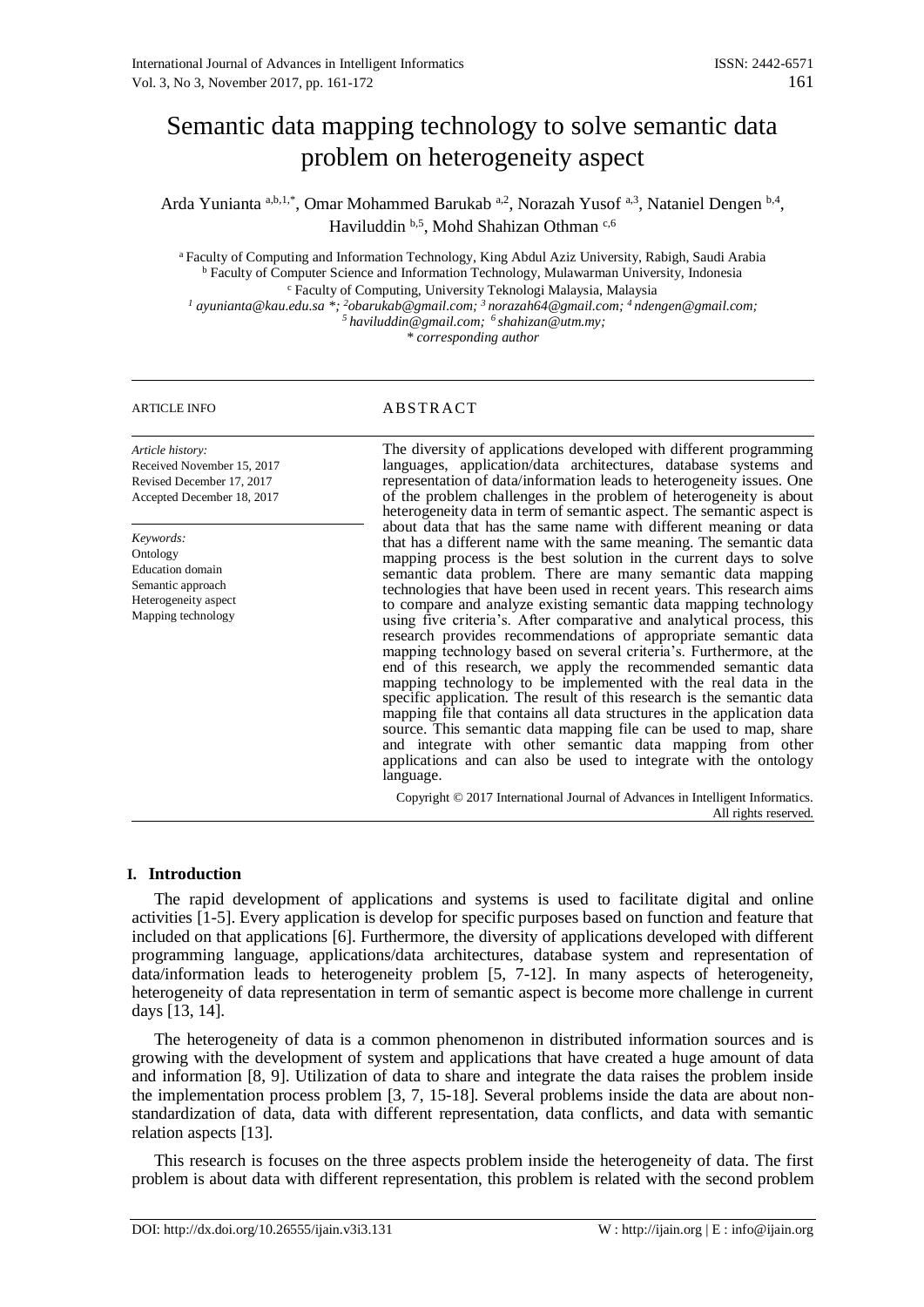# Semantic data mapping technology to solve semantic data problem on heterogeneity aspect

Arda Yunianta [a,b,1,*], Omar Mohammed Barukab [a,2], Norazah Yusof [a,3], Nataniel Dengen [b,4], Haviluddin [b,5], Mohd Shahizan Othman [c,6]

[a] Faculty of Computing and Information Technology, King Abdul Aziz University, Rabigh, Saudi Arabia
[b] Faculty of Computer Science and Information Technology, Mulawarman University, Indonesia
[c] Faculty of Computing, University Teknologi Malaysia, Malaysia
[1] ayunianta@kau.edu.sa *; [2] obarukab@gmail.com; [3] norazah64@gmail.com; [4] ndengen@gmail.com;
[5] haviluddin@gmail.com; [6] shahizan@utm.my;
* corresponding author

---

**ARTICLE INFO**

*Article history:*
Received November 15, 2017
Revised December 17, 2017
Accepted December 18, 2017

*Keywords:*
Ontology
Education domain
Semantic approach
Heterogeneity aspect
Mapping technology

**ABSTRACT**

The diversity of applications developed with different programming languages, application/data architectures, database systems and representation of data/information leads to heterogeneity issues. One of the problem challenges in the problem of heterogeneity is about heterogeneity data in term of semantic aspect. The semantic aspect is about data that has the same name with different meaning or data that has a different name with the same meaning. The semantic data mapping process is the best solution in the current days to solve semantic data problem. There are many semantic data mapping technologies that have been used in recent years. This research aims to compare and analyze existing semantic data mapping technology using five criteria's. After comparative and analytical process, this research provides recommendations of appropriate semantic data mapping technology based on several criteria's. Furthermore, at the end of this research, we apply the recommended semantic data mapping technology to be implemented with the real data in the specific application. The result of this research is the semantic data mapping file that contains all data structures in the application data source. This semantic data mapping file can be used to map, share and integrate with other semantic data mapping from other applications and can also be used to integrate with the ontology language.

Copyright © 2017 International Journal of Advances in Intelligent Informatics. All rights reserved.

---

## I. Introduction

The rapid development of applications and systems is used to facilitate digital and online activities [1-5]. Every application is develop for specific purposes based on function and feature that included on that applications [6]. Furthermore, the diversity of applications developed with different programming language, applications/data architectures, database system and representation of data/information leads to heterogeneity problem [5, 7-12]. In many aspects of heterogeneity, heterogeneity of data representation in term of semantic aspect is become more challenge in current days [13, 14].

The heterogeneity of data is a common phenomenon in distributed information sources and is growing with the development of system and applications that have created a huge amount of data and information [8, 9]. Utilization of data to share and integrate the data raises the problem inside the implementation process problem [3, 7, 15-18]. Several problems inside the data are about non-standardization of data, data with different representation, data conflicts, and data with semantic relation aspects [13].

This research is focuses on the three aspects problem inside the heterogeneity of data. The first problem is about data with different representation, this problem is related with the second problem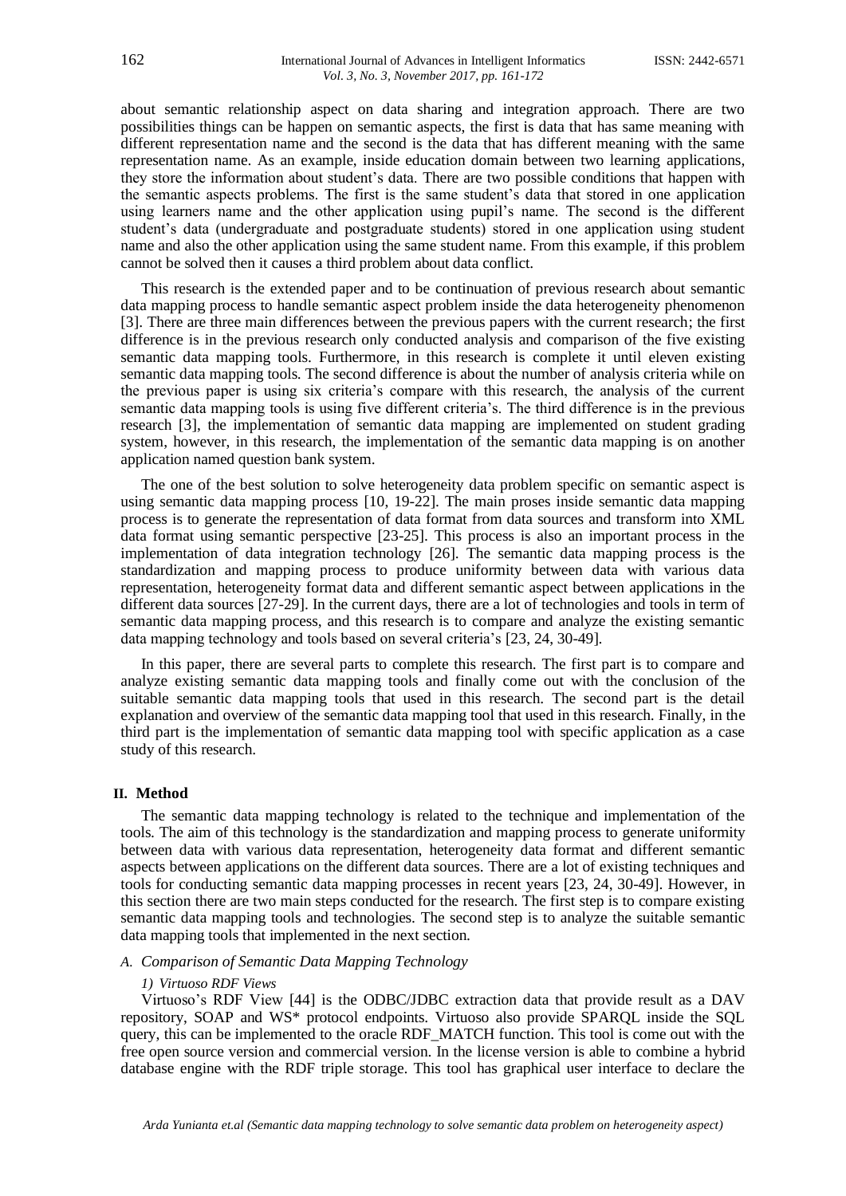about semantic relationship aspect on data sharing and integration approach. There are two possibilities things can be happen on semantic aspects, the first is data that has same meaning with different representation name and the second is the data that has different meaning with the same representation name. As an example, inside education domain between two learning applications, they store the information about student's data. There are two possible conditions that happen with the semantic aspects problems. The first is the same student's data that stored in one application using learners name and the other application using pupil's name. The second is the different student's data (undergraduate and postgraduate students) stored in one application using student name and also the other application using the same student name. From this example, if this problem cannot be solved then it causes a third problem about data conflict.

This research is the extended paper and to be continuation of previous research about semantic data mapping process to handle semantic aspect problem inside the data heterogeneity phenomenon [3]. There are three main differences between the previous papers with the current research; the first difference is in the previous research only conducted analysis and comparison of the five existing semantic data mapping tools. Furthermore, in this research is complete it until eleven existing semantic data mapping tools. The second difference is about the number of analysis criteria while on the previous paper is using six criteria's compare with this research, the analysis of the current semantic data mapping tools is using five different criteria's. The third difference is in the previous research [3], the implementation of semantic data mapping are implemented on student grading system, however, in this research, the implementation of the semantic data mapping is on another application named question bank system.

The one of the best solution to solve heterogeneity data problem specific on semantic aspect is using semantic data mapping process [10, 19-22]. The main proses inside semantic data mapping process is to generate the representation of data format from data sources and transform into XML data format using semantic perspective [23-25]. This process is also an important process in the implementation of data integration technology [26]. The semantic data mapping process is the standardization and mapping process to produce uniformity between data with various data representation, heterogeneity format data and different semantic aspect between applications in the different data sources [27-29]. In the current days, there are a lot of technologies and tools in term of semantic data mapping process, and this research is to compare and analyze the existing semantic data mapping technology and tools based on several criteria's [23, 24, 30-49].

In this paper, there are several parts to complete this research. The first part is to compare and analyze existing semantic data mapping tools and finally come out with the conclusion of the suitable semantic data mapping tools that used in this research. The second part is the detail explanation and overview of the semantic data mapping tool that used in this research. Finally, in the third part is the implementation of semantic data mapping tool with specific application as a case study of this research.

## II. Method

The semantic data mapping technology is related to the technique and implementation of the tools. The aim of this technology is the standardization and mapping process to generate uniformity between data with various data representation, heterogeneity data format and different semantic aspects between applications on the different data sources. There are a lot of existing techniques and tools for conducting semantic data mapping processes in recent years [23, 24, 30-49]. However, in this section there are two main steps conducted for the research. The first step is to compare existing semantic data mapping tools and technologies. The second step is to analyze the suitable semantic data mapping tools that implemented in the next section.

### A. Comparison of Semantic Data Mapping Technology

#### 1) Virtuoso RDF Views

Virtuoso's RDF View [44] is the ODBC/JDBC extraction data that provide result as a DAV repository, SOAP and WS* protocol endpoints. Virtuoso also provide SPARQL inside the SQL query, this can be implemented to the oracle RDF_MATCH function. This tool is come out with the free open source version and commercial version. In the license version is able to combine a hybrid database engine with the RDF triple storage. This tool has graphical user interface to declare the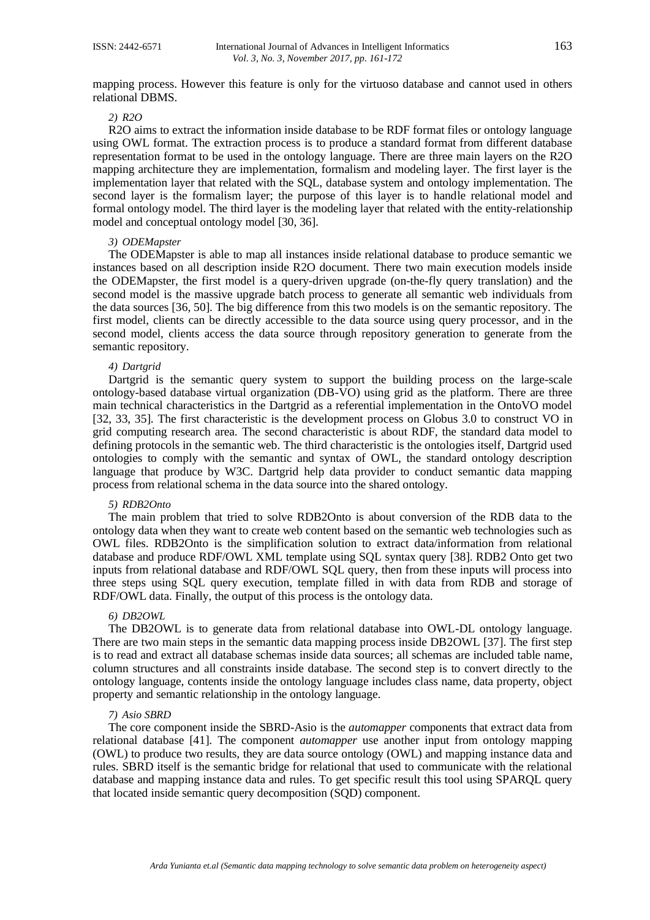mapping process. However this feature is only for the virtuoso database and cannot used in others relational DBMS.

*2) R2O*

R2O aims to extract the information inside database to be RDF format files or ontology language using OWL format. The extraction process is to produce a standard format from different database representation format to be used in the ontology language. There are three main layers on the R2O mapping architecture they are implementation, formalism and modeling layer. The first layer is the implementation layer that related with the SQL, database system and ontology implementation. The second layer is the formalism layer; the purpose of this layer is to handle relational model and formal ontology model. The third layer is the modeling layer that related with the entity-relationship model and conceptual ontology model [30, 36].

*3) ODEMapster*

The ODEMapster is able to map all instances inside relational database to produce semantic we instances based on all description inside R2O document. There two main execution models inside the ODEMapster, the first model is a query-driven upgrade (on-the-fly query translation) and the second model is the massive upgrade batch process to generate all semantic web individuals from the data sources [36, 50]. The big difference from this two models is on the semantic repository. The first model, clients can be directly accessible to the data source using query processor, and in the second model, clients access the data source through repository generation to generate from the semantic repository.

*4) Dartgrid*

Dartgrid is the semantic query system to support the building process on the large-scale ontology-based database virtual organization (DB-VO) using grid as the platform. There are three main technical characteristics in the Dartgrid as a referential implementation in the OntoVO model [32, 33, 35]. The first characteristic is the development process on Globus 3.0 to construct VO in grid computing research area. The second characteristic is about RDF, the standard data model to defining protocols in the semantic web. The third characteristic is the ontologies itself, Dartgrid used ontologies to comply with the semantic and syntax of OWL, the standard ontology description language that produce by W3C. Dartgrid help data provider to conduct semantic data mapping process from relational schema in the data source into the shared ontology.

*5) RDB2Onto*

The main problem that tried to solve RDB2Onto is about conversion of the RDB data to the ontology data when they want to create web content based on the semantic web technologies such as OWL files. RDB2Onto is the simplification solution to extract data/information from relational database and produce RDF/OWL XML template using SQL syntax query [38]. RDB2 Onto get two inputs from relational database and RDF/OWL SQL query, then from these inputs will process into three steps using SQL query execution, template filled in with data from RDB and storage of RDF/OWL data. Finally, the output of this process is the ontology data.

*6) DB2OWL*

The DB2OWL is to generate data from relational database into OWL-DL ontology language. There are two main steps in the semantic data mapping process inside DB2OWL [37]. The first step is to read and extract all database schemas inside data sources; all schemas are included table name, column structures and all constraints inside database. The second step is to convert directly to the ontology language, contents inside the ontology language includes class name, data property, object property and semantic relationship in the ontology language.

*7) Asio SBRD*

The core component inside the SBRD-Asio is the *automapper* components that extract data from relational database [41]. The component *automapper* use another input from ontology mapping (OWL) to produce two results, they are data source ontology (OWL) and mapping instance data and rules. SBRD itself is the semantic bridge for relational that used to communicate with the relational database and mapping instance data and rules. To get specific result this tool using SPARQL query that located inside semantic query decomposition (SQD) component.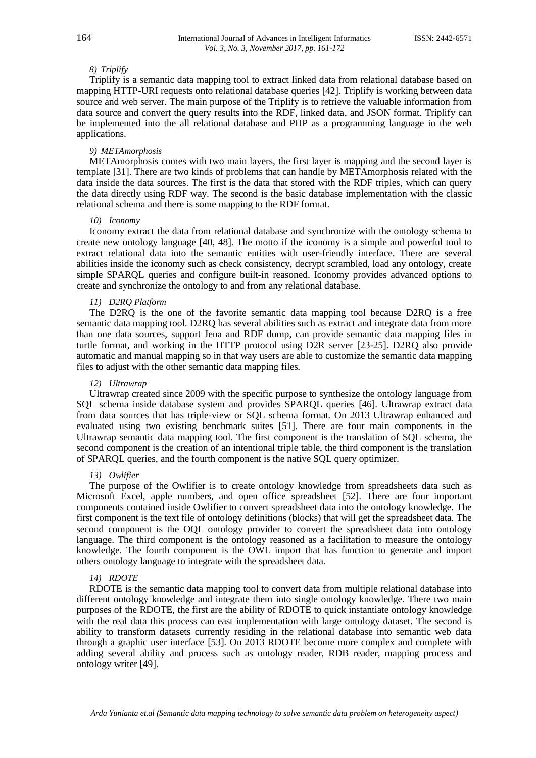#### 8) Triplify

Triplify is a semantic data mapping tool to extract linked data from relational database based on mapping HTTP-URI requests onto relational database queries [42]. Triplify is working between data source and web server. The main purpose of the Triplify is to retrieve the valuable information from data source and convert the query results into the RDF, linked data, and JSON format. Triplify can be implemented into the all relational database and PHP as a programming language in the web applications.

#### 9) METAmorphosis

METAmorphosis comes with two main layers, the first layer is mapping and the second layer is template [31]. There are two kinds of problems that can handle by METAmorphosis related with the data inside the data sources. The first is the data that stored with the RDF triples, which can query the data directly using RDF way. The second is the basic database implementation with the classic relational schema and there is some mapping to the RDF format.

#### 10) Iconomy

Iconomy extract the data from relational database and synchronize with the ontology schema to create new ontology language [40, 48]. The motto if the iconomy is a simple and powerful tool to extract relational data into the semantic entities with user-friendly interface. There are several abilities inside the iconomy such as check consistency, decrypt scrambled, load any ontology, create simple SPARQL queries and configure built-in reasoned. Iconomy provides advanced options to create and synchronize the ontology to and from any relational database.

#### 11) D2RQ Platform

The D2RQ is the one of the favorite semantic data mapping tool because D2RQ is a free semantic data mapping tool. D2RQ has several abilities such as extract and integrate data from more than one data sources, support Jena and RDF dump, can provide semantic data mapping files in turtle format, and working in the HTTP protocol using D2R server [23-25]. D2RQ also provide automatic and manual mapping so in that way users are able to customize the semantic data mapping files to adjust with the other semantic data mapping files.

#### 12) Ultrawrap

Ultrawrap created since 2009 with the specific purpose to synthesize the ontology language from SQL schema inside database system and provides SPARQL queries [46]. Ultrawrap extract data from data sources that has triple-view or SQL schema format. On 2013 Ultrawrap enhanced and evaluated using two existing benchmark suites [51]. There are four main components in the Ultrawrap semantic data mapping tool. The first component is the translation of SQL schema, the second component is the creation of an intentional triple table, the third component is the translation of SPARQL queries, and the fourth component is the native SQL query optimizer.

#### 13) Owlifier

The purpose of the Owlifier is to create ontology knowledge from spreadsheets data such as Microsoft Excel, apple numbers, and open office spreadsheet [52]. There are four important components contained inside Owlifier to convert spreadsheet data into the ontology knowledge. The first component is the text file of ontology definitions (blocks) that will get the spreadsheet data. The second component is the OQL ontology provider to convert the spreadsheet data into ontology language. The third component is the ontology reasoned as a facilitation to measure the ontology knowledge. The fourth component is the OWL import that has function to generate and import others ontology language to integrate with the spreadsheet data.

#### 14) RDOTE

RDOTE is the semantic data mapping tool to convert data from multiple relational database into different ontology knowledge and integrate them into single ontology knowledge. There two main purposes of the RDOTE, the first are the ability of RDOTE to quick instantiate ontology knowledge with the real data this process can east implementation with large ontology dataset. The second is ability to transform datasets currently residing in the relational database into semantic web data through a graphic user interface [53]. On 2013 RDOTE become more complex and complete with adding several ability and process such as ontology reader, RDB reader, mapping process and ontology writer [49].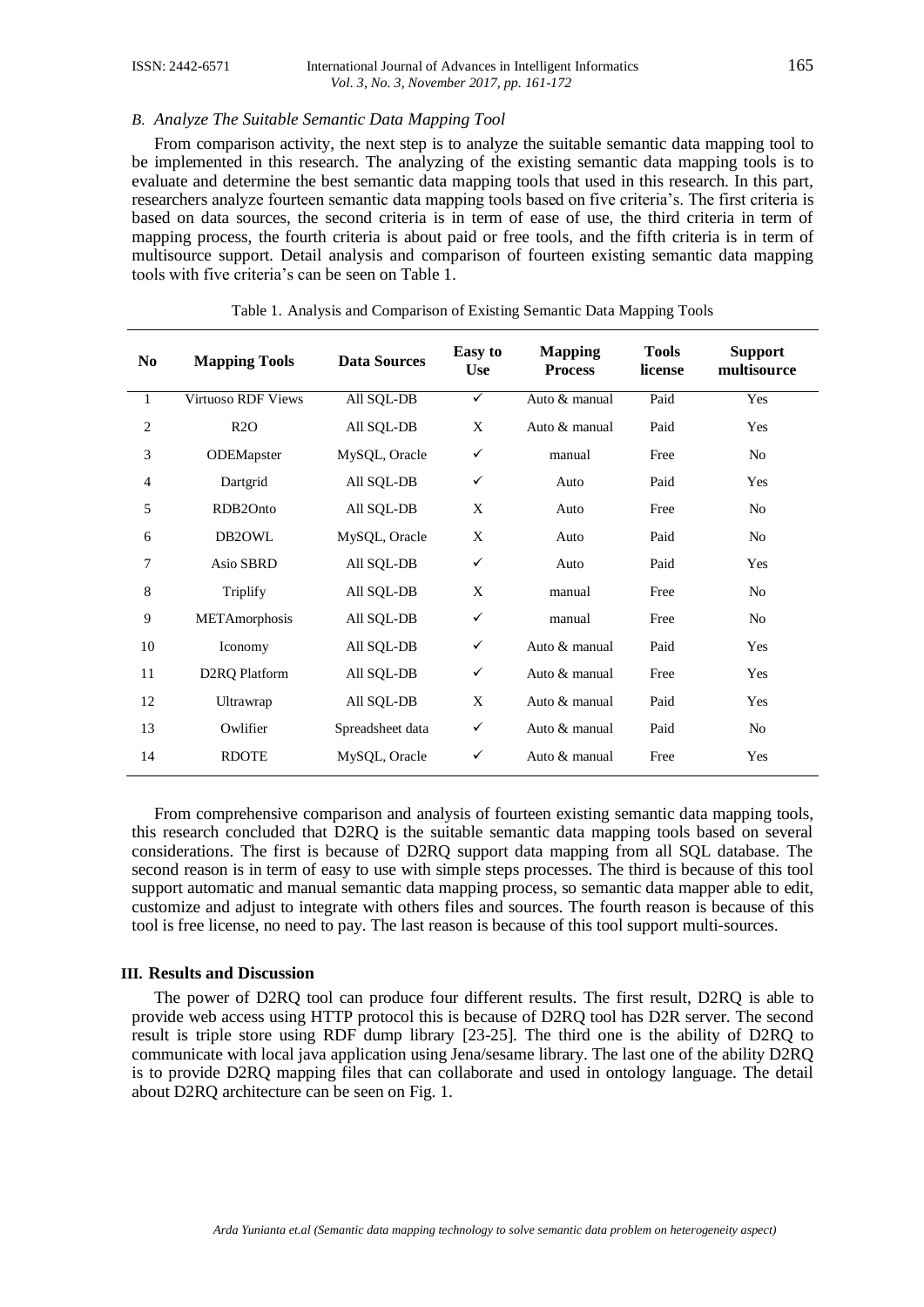### B. Analyze The Suitable Semantic Data Mapping Tool

From comparison activity, the next step is to analyze the suitable semantic data mapping tool to be implemented in this research. The analyzing of the existing semantic data mapping tools is to evaluate and determine the best semantic data mapping tools that used in this research. In this part, researchers analyze fourteen semantic data mapping tools based on five criteria's. The first criteria is based on data sources, the second criteria is in term of ease of use, the third criteria in term of mapping process, the fourth criteria is about paid or free tools, and the fifth criteria is in term of multisource support. Detail analysis and comparison of fourteen existing semantic data mapping tools with five criteria's can be seen on Table 1.

Table 1. Analysis and Comparison of Existing Semantic Data Mapping Tools

| No | Mapping Tools | Data Sources | Easy to Use | Mapping Process | Tools license | Support multisource |
|---|---|---|---|---|---|---|
| 1 | Virtuoso RDF Views | All SQL-DB | ✓ | Auto & manual | Paid | Yes |
| 2 | R2O | All SQL-DB | X | Auto & manual | Paid | Yes |
| 3 | ODEMapster | MySQL, Oracle | ✓ | manual | Free | No |
| 4 | Dartgrid | All SQL-DB | ✓ | Auto | Paid | Yes |
| 5 | RDB2Onto | All SQL-DB | X | Auto | Free | No |
| 6 | DB2OWL | MySQL, Oracle | X | Auto | Paid | No |
| 7 | Asio SBRD | All SQL-DB | ✓ | Auto | Paid | Yes |
| 8 | Triplify | All SQL-DB | X | manual | Free | No |
| 9 | METAmorphosis | All SQL-DB | ✓ | manual | Free | No |
| 10 | Iconomy | All SQL-DB | ✓ | Auto & manual | Paid | Yes |
| 11 | D2RQ Platform | All SQL-DB | ✓ | Auto & manual | Free | Yes |
| 12 | Ultrawrap | All SQL-DB | X | Auto & manual | Paid | Yes |
| 13 | Owlifier | Spreadsheet data | ✓ | Auto & manual | Paid | No |
| 14 | RDOTE | MySQL, Oracle | ✓ | Auto & manual | Free | Yes |

From comprehensive comparison and analysis of fourteen existing semantic data mapping tools, this research concluded that D2RQ is the suitable semantic data mapping tools based on several considerations. The first is because of D2RQ support data mapping from all SQL database. The second reason is in term of easy to use with simple steps processes. The third is because of this tool support automatic and manual semantic data mapping process, so semantic data mapper able to edit, customize and adjust to integrate with others files and sources. The fourth reason is because of this tool is free license, no need to pay. The last reason is because of this tool support multi-sources.

## III. Results and Discussion

The power of D2RQ tool can produce four different results. The first result, D2RQ is able to provide web access using HTTP protocol this is because of D2RQ tool has D2R server. The second result is triple store using RDF dump library [23-25]. The third one is the ability of D2RQ to communicate with local java application using Jena/sesame library. The last one of the ability D2RQ is to provide D2RQ mapping files that can collaborate and used in ontology language. The detail about D2RQ architecture can be seen on Fig. 1.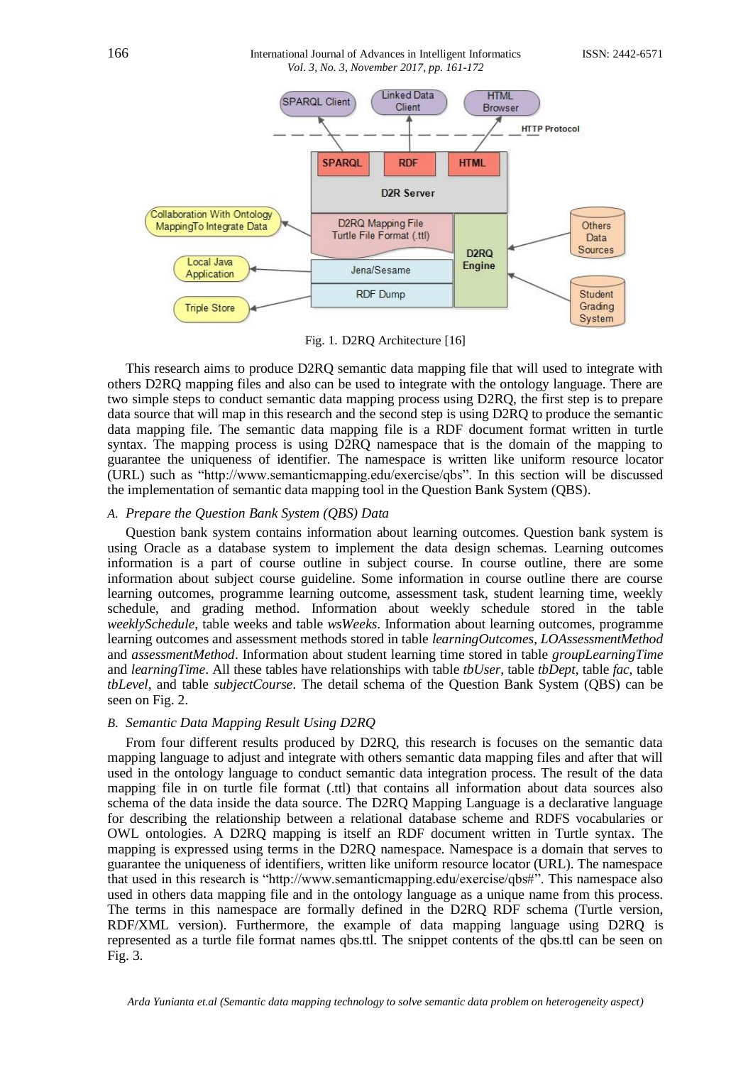Fig. 1. D2RQ Architecture [16]

This research aims to produce D2RQ semantic data mapping file that will used to integrate with others D2RQ mapping files and also can be used to integrate with the ontology language. There are two simple steps to conduct semantic data mapping process using D2RQ, the first step is to prepare data source that will map in this research and the second step is using D2RQ to produce the semantic data mapping file. The semantic data mapping file is a RDF document format written in turtle syntax. The mapping process is using D2RQ namespace that is the domain of the mapping to guarantee the uniqueness of identifier. The namespace is written like uniform resource locator (URL) such as "http://www.semanticmapping.edu/exercise/qbs". In this section will be discussed the implementation of semantic data mapping tool in the Question Bank System (QBS).

### A. Prepare the Question Bank System (QBS) Data

Question bank system contains information about learning outcomes. Question bank system is using Oracle as a database system to implement the data design schemas. Learning outcomes information is a part of course outline in subject course. In course outline, there are some information about subject course guideline. Some information in course outline there are course learning outcomes, programme learning outcome, assessment task, student learning time, weekly schedule, and grading method. Information about weekly schedule stored in the table *weeklySchedule*, table weeks and table *wsWeeks*. Information about learning outcomes, programme learning outcomes and assessment methods stored in table *learningOutcomes*, *LOAssessmentMethod* and *assessmentMethod*. Information about student learning time stored in table *groupLearningTime* and *learningTime*. All these tables have relationships with table *tbUser*, table *tbDept*, table *fac*, table *tbLevel*, and table *subjectCourse*. The detail schema of the Question Bank System (QBS) can be seen on Fig. 2.

### B. Semantic Data Mapping Result Using D2RQ

From four different results produced by D2RQ, this research is focuses on the semantic data mapping language to adjust and integrate with others semantic data mapping files and after that will used in the ontology language to conduct semantic data integration process. The result of the data mapping file in on turtle file format (.ttl) that contains all information about data sources also schema of the data inside the data source. The D2RQ Mapping Language is a declarative language for describing the relationship between a relational database scheme and RDFS vocabularies or OWL ontologies. A D2RQ mapping is itself an RDF document written in Turtle syntax. The mapping is expressed using terms in the D2RQ namespace. Namespace is a domain that serves to guarantee the uniqueness of identifiers, written like uniform resource locator (URL). The namespace that used in this research is "http://www.semanticmapping.edu/exercise/qbs#". This namespace also used in others data mapping file and in the ontology language as a unique name from this process. The terms in this namespace are formally defined in the D2RQ RDF schema (Turtle version, RDF/XML version). Furthermore, the example of data mapping language using D2RQ is represented as a turtle file format names qbs.ttl. The snippet contents of the qbs.ttl can be seen on Fig. 3.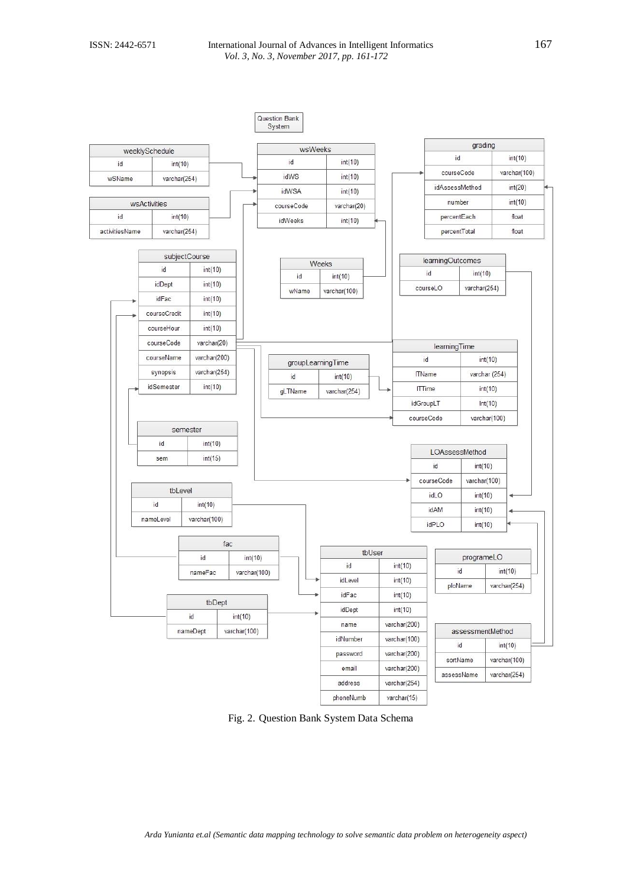**Question Bank System**

**weeklySchedule**

| Field | Type |
|---|---|
| id | int(10) |
| wSName | varchar(254) |

**wsActivities**

| Field | Type |
|---|---|
| id | int(10) |
| activitiesName | varchar(254) |

**wsWeeks**

| Field | Type |
|---|---|
| id | int(10) |
| idWS | int(10) |
| idWSA | int(10) |
| courseCode | varchar(20) |
| idWeeks | int(10) |

**grading**

| Field | Type |
|---|---|
| id | int(10) |
| courseCode | varchar(100) |
| idAssessMethod | int(20) |
| number | int(10) |
| percentEach | float |
| percentTotal | float |

**subjectCourse**

| Field | Type |
|---|---|
| id | int(10) |
| idDept | int(10) |
| idFac | int(10) |
| courseCredit | int(10) |
| courseHour | int(10) |
| courseCode | varchar(20) |
| courseName | varchar(200) |
| synopsis | varchar(254) |
| idSemester | int(10) |

**Weeks**

| Field | Type |
|---|---|
| id | int(10) |
| wName | varchar(100) |

**learningOutcomes**

| Field | Type |
|---|---|
| id | int(10) |
| courseLO | varchar(254) |

**learningTime**

| Field | Type |
|---|---|
| id | int(10) |
| lTName | varchar (254) |
| lTTime | int(10) |
| idGroupLT | Int(10) |
| courseCode | varchar(100) |

**groupLearningTime**

| Field | Type |
|---|---|
| id | int(10) |
| gLTName | varchar(254) |

**semester**

| Field | Type |
|---|---|
| id | int(10) |
| sem | int(15) |

**LOAssessMethod**

| Field | Type |
|---|---|
| id | int(10) |
| courseCode | varchar(100) |
| idLO | int(10) |
| idAM | int(10) |
| idPLO | int(10) |

**tbLevel**

| Field | Type |
|---|---|
| id | int(10) |
| nameLevel | varchar(100) |

**fac**

| Field | Type |
|---|---|
| id | int(10) |
| nameFac | varchar(100) |

**tbUser**

| Field | Type |
|---|---|
| id | int(10) |
| idLevel | int(10) |
| idFac | int(10) |
| idDept | int(10) |
| name | varchar(200) |
| idNumber | varchar(100) |
| password | varchar(200) |
| email | varchar(200) |
| address | varchar(254) |
| phoneNumb | varchar(15) |

**programeLO**

| Field | Type |
|---|---|
| id | int(10) |
| ploName | varchar(254) |

**tbDept**

| Field | Type |
|---|---|
| id | int(10) |
| nameDept | varchar(100) |

**assessmentMethod**

| Field | Type |
|---|---|
| id | int(10) |
| sortName | varchar(100) |
| assessName | varchar(254) |

Fig. 2. Question Bank System Data Schema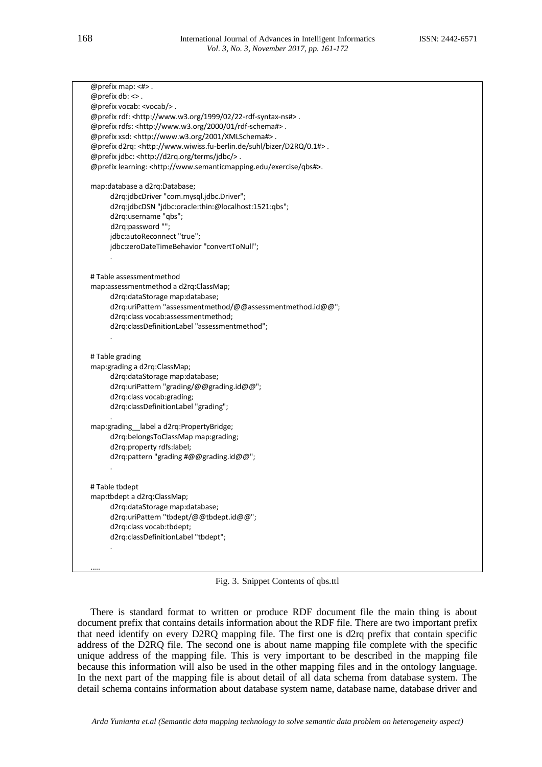```
@prefix map: <#> .
@prefix db: <> .
@prefix vocab: <vocab/> .
@prefix rdf: <http://www.w3.org/1999/02/22-rdf-syntax-ns#> .
@prefix rdfs: <http://www.w3.org/2000/01/rdf-schema#> .
@prefix xsd: <http://www.w3.org/2001/XMLSchema#> .
@prefix d2rq: <http://www.wiwiss.fu-berlin.de/suhl/bizer/D2RQ/0.1#> .
@prefix jdbc: <http://d2rq.org/terms/jdbc/> .
@prefix learning: <http://www.semanticmapping.edu/exercise/qbs#>.

map:database a d2rq:Database;
      d2rq:jdbcDriver "com.mysql.jdbc.Driver";
      d2rq:jdbcDSN "jdbc:oracle:thin:@localhost:1521:qbs";
      d2rq:username "qbs";
      d2rq:password "";
      jdbc:autoReconnect "true";
      jdbc:zeroDateTimeBehavior "convertToNull";
      .

# Table assessmentmethod
map:assessmentmethod a d2rq:ClassMap;
      d2rq:dataStorage map:database;
      d2rq:uriPattern "assessmentmethod/@@assessmentmethod.id@@";
      d2rq:class vocab:assessmentmethod;
      d2rq:classDefinitionLabel "assessmentmethod";
      .

# Table grading
map:grading a d2rq:ClassMap;
      d2rq:dataStorage map:database;
      d2rq:uriPattern "grading/@@grading.id@@";
      d2rq:class vocab:grading;
      d2rq:classDefinitionLabel "grading";
      .
map:grading__label a d2rq:PropertyBridge;
      d2rq:belongsToClassMap map:grading;
      d2rq:property rdfs:label;
      d2rq:pattern "grading #@@grading.id@@";
      .

# Table tbdept
map:tbdept a d2rq:ClassMap;
      d2rq:dataStorage map:database;
      d2rq:uriPattern "tbdept/@@tbdept.id@@";
      d2rq:class vocab:tbdept;
      d2rq:classDefinitionLabel "tbdept";
      .

.....
```

Fig. 3. Snippet Contents of qbs.ttl

There is standard format to written or produce RDF document file the main thing is about document prefix that contains details information about the RDF file. There are two important prefix that need identify on every D2RQ mapping file. The first one is d2rq prefix that contain specific address of the D2RQ file. The second one is about name mapping file complete with the specific unique address of the mapping file. This is very important to be described in the mapping file because this information will also be used in the other mapping files and in the ontology language. In the next part of the mapping file is about detail of all data schema from database system. The detail schema contains information about database system name, database name, database driver and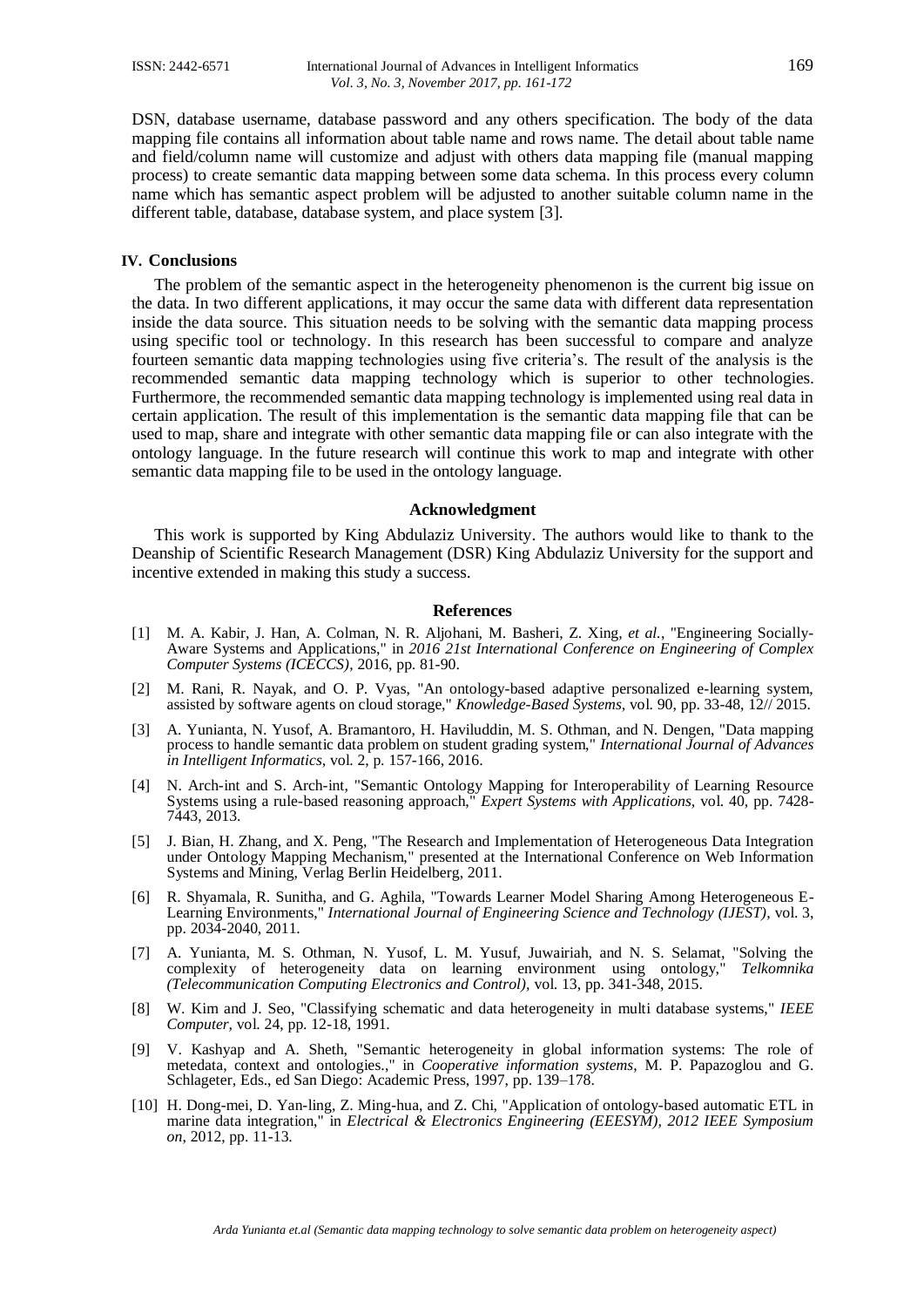DSN, database username, database password and any others specification. The body of the data mapping file contains all information about table name and rows name. The detail about table name and field/column name will customize and adjust with others data mapping file (manual mapping process) to create semantic data mapping between some data schema. In this process every column name which has semantic aspect problem will be adjusted to another suitable column name in the different table, database, database system, and place system [3].

## IV. Conclusions

The problem of the semantic aspect in the heterogeneity phenomenon is the current big issue on the data. In two different applications, it may occur the same data with different data representation inside the data source. This situation needs to be solving with the semantic data mapping process using specific tool or technology. In this research has been successful to compare and analyze fourteen semantic data mapping technologies using five criteria's. The result of the analysis is the recommended semantic data mapping technology which is superior to other technologies. Furthermore, the recommended semantic data mapping technology is implemented using real data in certain application. The result of this implementation is the semantic data mapping file that can be used to map, share and integrate with other semantic data mapping file or can also integrate with the ontology language. In the future research will continue this work to map and integrate with other semantic data mapping file to be used in the ontology language.

## Acknowledgment

This work is supported by King Abdulaziz University. The authors would like to thank to the Deanship of Scientific Research Management (DSR) King Abdulaziz University for the support and incentive extended in making this study a success.

## References

[1] M. A. Kabir, J. Han, A. Colman, N. R. Aljohani, M. Basheri, Z. Xing, *et al.*, "Engineering Socially-Aware Systems and Applications," in *2016 21st International Conference on Engineering of Complex Computer Systems (ICECCS)*, 2016, pp. 81-90.

[2] M. Rani, R. Nayak, and O. P. Vyas, "An ontology-based adaptive personalized e-learning system, assisted by software agents on cloud storage," *Knowledge-Based Systems,* vol. 90, pp. 33-48, 12// 2015.

[3] A. Yunianta, N. Yusof, A. Bramantoro, H. Haviluddin, M. S. Othman, and N. Dengen, "Data mapping process to handle semantic data problem on student grading system," *International Journal of Advances in Intelligent Informatics,* vol. 2, p. 157-166, 2016.

[4] N. Arch-int and S. Arch-int, "Semantic Ontology Mapping for Interoperability of Learning Resource Systems using a rule-based reasoning approach," *Expert Systems with Applications,* vol. 40, pp. 7428-7443, 2013.

[5] J. Bian, H. Zhang, and X. Peng, "The Research and Implementation of Heterogeneous Data Integration under Ontology Mapping Mechanism," presented at the International Conference on Web Information Systems and Mining, Verlag Berlin Heidelberg, 2011.

[6] R. Shyamala, R. Sunitha, and G. Aghila, "Towards Learner Model Sharing Among Heterogeneous E-Learning Environments," *International Journal of Engineering Science and Technology (IJEST),* vol. 3, pp. 2034-2040, 2011.

[7] A. Yunianta, M. S. Othman, N. Yusof, L. M. Yusuf, Juwairiah, and N. S. Selamat, "Solving the complexity of heterogeneity data on learning environment using ontology," *Telkomnika (Telecommunication Computing Electronics and Control),* vol. 13, pp. 341-348, 2015.

[8] W. Kim and J. Seo, "Classifying schematic and data heterogeneity in multi database systems," *IEEE Computer,* vol. 24, pp. 12-18, 1991.

[9] V. Kashyap and A. Sheth, "Semantic heterogeneity in global information systems: The role of metedata, context and ontologies.," in *Cooperative information systems*, M. P. Papazoglou and G. Schlageter, Eds., ed San Diego: Academic Press, 1997, pp. 139–178.

[10] H. Dong-mei, D. Yan-ling, Z. Ming-hua, and Z. Chi, "Application of ontology-based automatic ETL in marine data integration," in *Electrical & Electronics Engineering (EEESYM), 2012 IEEE Symposium on*, 2012, pp. 11-13.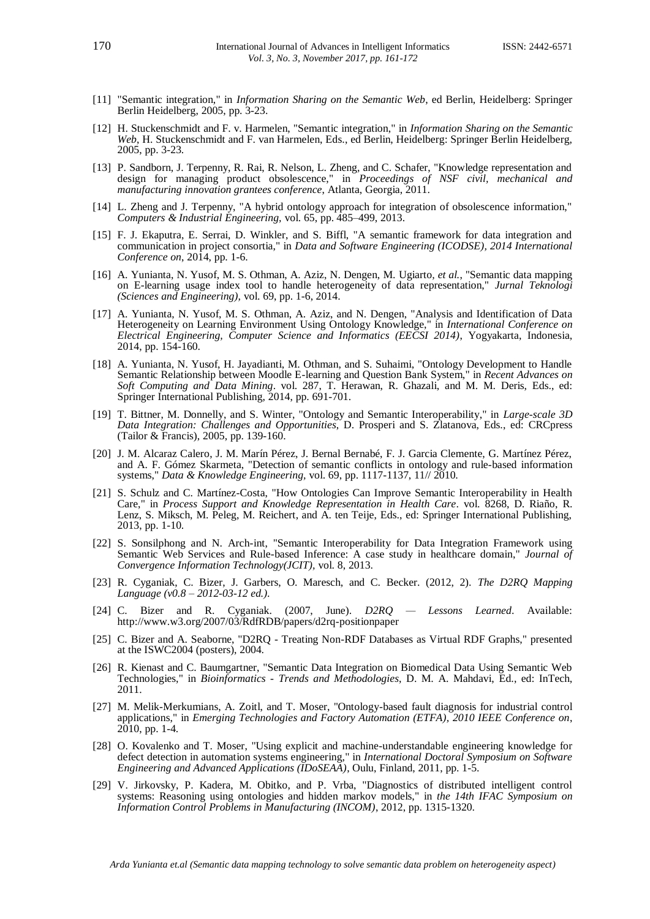[11] "Semantic integration," in *Information Sharing on the Semantic Web*, ed Berlin, Heidelberg: Springer Berlin Heidelberg, 2005, pp. 3-23.

[12] H. Stuckenschmidt and F. v. Harmelen, "Semantic integration," in *Information Sharing on the Semantic Web*, H. Stuckenschmidt and F. van Harmelen, Eds., ed Berlin, Heidelberg: Springer Berlin Heidelberg, 2005, pp. 3-23.

[13] P. Sandborn, J. Terpenny, R. Rai, R. Nelson, L. Zheng, and C. Schafer, "Knowledge representation and design for managing product obsolescence," in *Proceedings of NSF civil, mechanical and manufacturing innovation grantees conference*, Atlanta, Georgia, 2011.

[14] L. Zheng and J. Terpenny, "A hybrid ontology approach for integration of obsolescence information," *Computers & Industrial Engineering*, vol. 65, pp. 485–499, 2013.

[15] F. J. Ekaputra, E. Serrai, D. Winkler, and S. Biffl, "A semantic framework for data integration and communication in project consortia," in *Data and Software Engineering (ICODSE), 2014 International Conference on*, 2014, pp. 1-6.

[16] A. Yunianta, N. Yusof, M. S. Othman, A. Aziz, N. Dengen, M. Ugiarto, *et al.*, "Semantic data mapping on E-learning usage index tool to handle heterogeneity of data representation," *Jurnal Teknologi (Sciences and Engineering)*, vol. 69, pp. 1-6, 2014.

[17] A. Yunianta, N. Yusof, M. S. Othman, A. Aziz, and N. Dengen, "Analysis and Identification of Data Heterogeneity on Learning Environment Using Ontology Knowledge," in *International Conference on Electrical Engineering, Computer Science and Informatics (EECSI 2014)*, Yogyakarta, Indonesia, 2014, pp. 154-160.

[18] A. Yunianta, N. Yusof, H. Jayadianti, M. Othman, and S. Suhaimi, "Ontology Development to Handle Semantic Relationship between Moodle E-learning and Question Bank System," in *Recent Advances on Soft Computing and Data Mining*. vol. 287, T. Herawan, R. Ghazali, and M. M. Deris, Eds., ed: Springer International Publishing, 2014, pp. 691-701.

[19] T. Bittner, M. Donnelly, and S. Winter, "Ontology and Semantic Interoperability," in *Large-scale 3D Data Integration: Challenges and Opportunities*, D. Prosperi and S. Zlatanova, Eds., ed: CRCpress (Tailor & Francis), 2005, pp. 139-160.

[20] J. M. Alcaraz Calero, J. M. Marín Pérez, J. Bernal Bernabé, F. J. Garcia Clemente, G. Martínez Pérez, and A. F. Gómez Skarmeta, "Detection of semantic conflicts in ontology and rule-based information systems," *Data & Knowledge Engineering*, vol. 69, pp. 1117-1137, 11// 2010.

[21] S. Schulz and C. Martínez-Costa, "How Ontologies Can Improve Semantic Interoperability in Health Care," in *Process Support and Knowledge Representation in Health Care*. vol. 8268, D. Riaño, R. Lenz, S. Miksch, M. Peleg, M. Reichert, and A. ten Teije, Eds., ed: Springer International Publishing, 2013, pp. 1-10.

[22] S. Sonsilphong and N. Arch-int, "Semantic Interoperability for Data Integration Framework using Semantic Web Services and Rule-based Inference: A case study in healthcare domain," *Journal of Convergence Information Technology(JCIT)*, vol. 8, 2013.

[23] R. Cyganiak, C. Bizer, J. Garbers, O. Maresch, and C. Becker. (2012, 2). *The D2RQ Mapping Language (v0.8 – 2012-03-12 ed.)*.

[24] C. Bizer and R. Cyganiak. (2007, June). *D2RQ — Lessons Learned*. Available: http://www.w3.org/2007/03/RdfRDB/papers/d2rq-positionpaper

[25] C. Bizer and A. Seaborne, "D2RQ - Treating Non-RDF Databases as Virtual RDF Graphs," presented at the ISWC2004 (posters), 2004.

[26] R. Kienast and C. Baumgartner, "Semantic Data Integration on Biomedical Data Using Semantic Web Technologies," in *Bioinformatics - Trends and Methodologies*, D. M. A. Mahdavi, Ed., ed: InTech, 2011.

[27] M. Melik-Merkumians, A. Zoitl, and T. Moser, "Ontology-based fault diagnosis for industrial control applications," in *Emerging Technologies and Factory Automation (ETFA), 2010 IEEE Conference on*, 2010, pp. 1-4.

[28] O. Kovalenko and T. Moser, "Using explicit and machine-understandable engineering knowledge for defect detection in automation systems engineering," in *International Doctoral Symposium on Software Engineering and Advanced Applications (IDoSEAA)*, Oulu, Finland, 2011, pp. 1-5.

[29] V. Jirkovsky, P. Kadera, M. Obitko, and P. Vrba, "Diagnostics of distributed intelligent control systems: Reasoning using ontologies and hidden markov models," in *the 14th IFAC Symposium on Information Control Problems in Manufacturing (INCOM)*, 2012, pp. 1315-1320.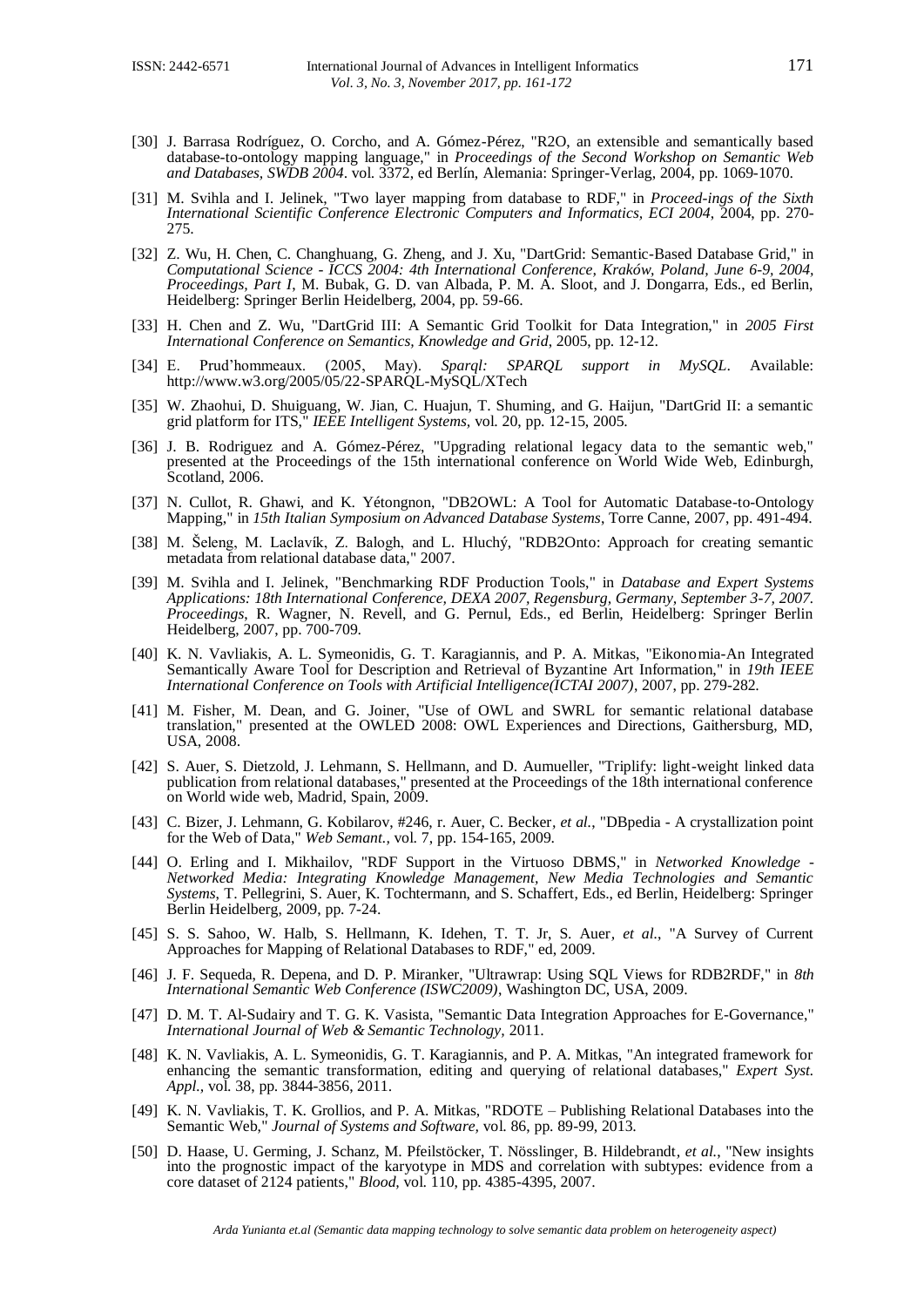[30] J. Barrasa Rodríguez, O. Corcho, and A. Gómez-Pérez, "R2O, an extensible and semantically based database-to-ontology mapping language," in *Proceedings of the Second Workshop on Semantic Web and Databases, SWDB 2004*. vol. 3372, ed Berlín, Alemania: Springer-Verlag, 2004, pp. 1069-1070.

[31] M. Svihla and I. Jelinek, "Two layer mapping from database to RDF," in *Proceed-ings of the Sixth International Scientific Conference Electronic Computers and Informatics, ECI 2004*, 2004, pp. 270-275.

[32] Z. Wu, H. Chen, C. Changhuang, G. Zheng, and J. Xu, "DartGrid: Semantic-Based Database Grid," in *Computational Science - ICCS 2004: 4th International Conference, Kraków, Poland, June 6-9, 2004, Proceedings, Part I*, M. Bubak, G. D. van Albada, P. M. A. Sloot, and J. Dongarra, Eds., ed Berlin, Heidelberg: Springer Berlin Heidelberg, 2004, pp. 59-66.

[33] H. Chen and Z. Wu, "DartGrid III: A Semantic Grid Toolkit for Data Integration," in *2005 First International Conference on Semantics, Knowledge and Grid*, 2005, pp. 12-12.

[34] E. Prud'hommeaux. (2005, May). *Sparql: SPARQL support in MySQL*. Available: http://www.w3.org/2005/05/22-SPARQL-MySQL/XTech

[35] W. Zhaohui, D. Shuiguang, W. Jian, C. Huajun, T. Shuming, and G. Haijun, "DartGrid II: a semantic grid platform for ITS," *IEEE Intelligent Systems*, vol. 20, pp. 12-15, 2005.

[36] J. B. Rodriguez and A. Gómez-Pérez, "Upgrading relational legacy data to the semantic web," presented at the Proceedings of the 15th international conference on World Wide Web, Edinburgh, Scotland, 2006.

[37] N. Cullot, R. Ghawi, and K. Yétongnon, "DB2OWL: A Tool for Automatic Database-to-Ontology Mapping," in *15th Italian Symposium on Advanced Database Systems*, Torre Canne, 2007, pp. 491-494.

[38] M. Šeleng, M. Laclavík, Z. Balogh, and L. Hluchý, "RDB2Onto: Approach for creating semantic metadata from relational database data," 2007.

[39] M. Svihla and I. Jelinek, "Benchmarking RDF Production Tools," in *Database and Expert Systems Applications: 18th International Conference, DEXA 2007, Regensburg, Germany, September 3-7, 2007. Proceedings*, R. Wagner, N. Revell, and G. Pernul, Eds., ed Berlin, Heidelberg: Springer Berlin Heidelberg, 2007, pp. 700-709.

[40] K. N. Vavliakis, A. L. Symeonidis, G. T. Karagiannis, and P. A. Mitkas, "Eikonomia-An Integrated Semantically Aware Tool for Description and Retrieval of Byzantine Art Information," in *19th IEEE International Conference on Tools with Artificial Intelligence(ICTAI 2007)*, 2007, pp. 279-282.

[41] M. Fisher, M. Dean, and G. Joiner, "Use of OWL and SWRL for semantic relational database translation," presented at the OWLED 2008: OWL Experiences and Directions, Gaithersburg, MD, USA, 2008.

[42] S. Auer, S. Dietzold, J. Lehmann, S. Hellmann, and D. Aumueller, "Triplify: light-weight linked data publication from relational databases," presented at the Proceedings of the 18th international conference on World wide web, Madrid, Spain, 2009.

[43] C. Bizer, J. Lehmann, G. Kobilarov, #246, r. Auer, C. Becker, *et al.*, "DBpedia - A crystallization point for the Web of Data," *Web Semant.*, vol. 7, pp. 154-165, 2009.

[44] O. Erling and I. Mikhailov, "RDF Support in the Virtuoso DBMS," in *Networked Knowledge - Networked Media: Integrating Knowledge Management, New Media Technologies and Semantic Systems*, T. Pellegrini, S. Auer, K. Tochtermann, and S. Schaffert, Eds., ed Berlin, Heidelberg: Springer Berlin Heidelberg, 2009, pp. 7-24.

[45] S. S. Sahoo, W. Halb, S. Hellmann, K. Idehen, T. T. Jr, S. Auer, *et al.*, "A Survey of Current Approaches for Mapping of Relational Databases to RDF," ed, 2009.

[46] J. F. Sequeda, R. Depena, and D. P. Miranker, "Ultrawrap: Using SQL Views for RDB2RDF," in *8th International Semantic Web Conference (ISWC2009)*, Washington DC, USA, 2009.

[47] D. M. T. Al-Sudairy and T. G. K. Vasista, "Semantic Data Integration Approaches for E-Governance," *International Journal of Web & Semantic Technology*, 2011.

[48] K. N. Vavliakis, A. L. Symeonidis, G. T. Karagiannis, and P. A. Mitkas, "An integrated framework for enhancing the semantic transformation, editing and querying of relational databases," *Expert Syst. Appl.*, vol. 38, pp. 3844-3856, 2011.

[49] K. N. Vavliakis, T. K. Grollios, and P. A. Mitkas, "RDOTE – Publishing Relational Databases into the Semantic Web," *Journal of Systems and Software*, vol. 86, pp. 89-99, 2013.

[50] D. Haase, U. Germing, J. Schanz, M. Pfeilstöcker, T. Nösslinger, B. Hildebrandt, *et al.*, "New insights into the prognostic impact of the karyotype in MDS and correlation with subtypes: evidence from a core dataset of 2124 patients," *Blood*, vol. 110, pp. 4385-4395, 2007.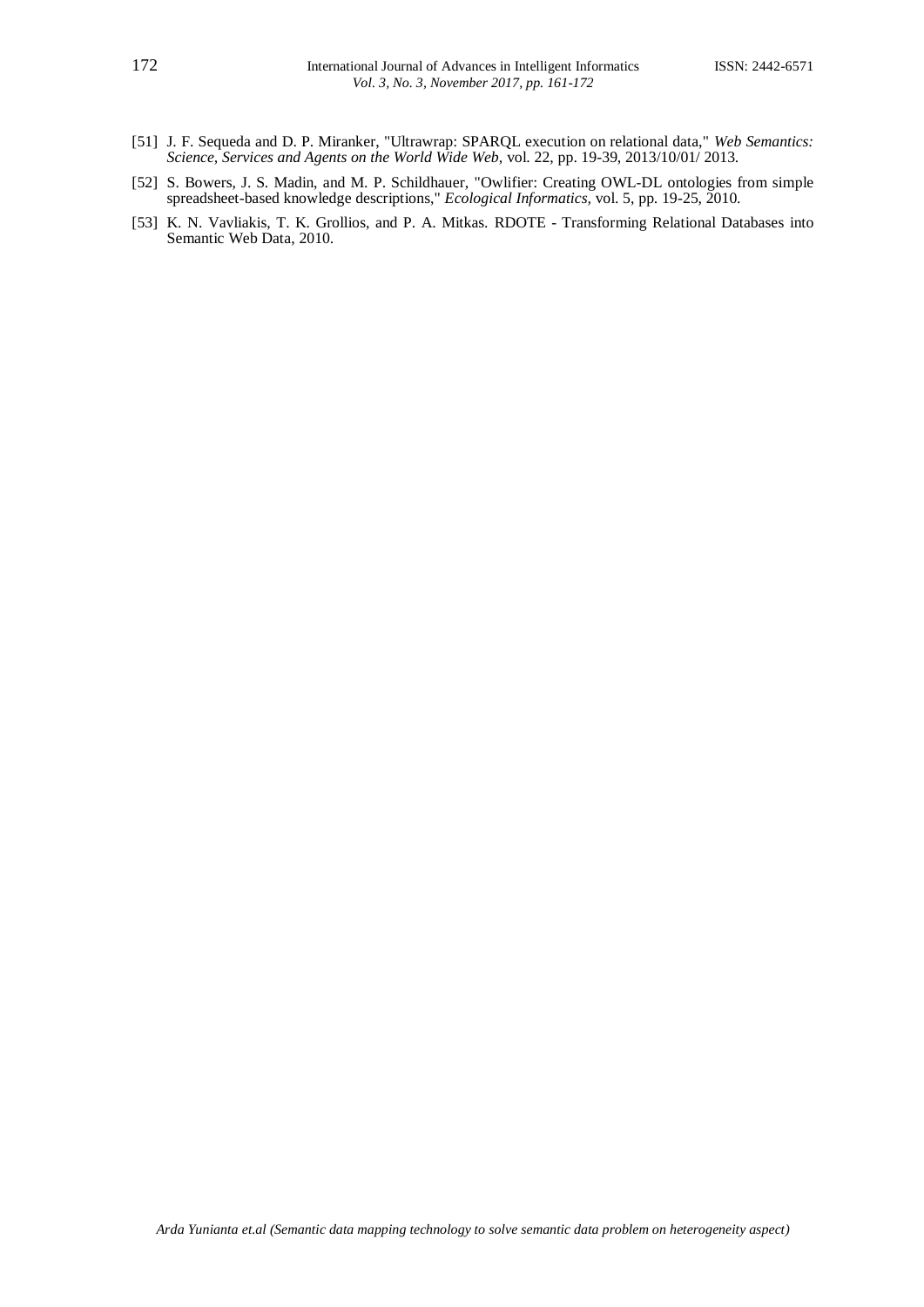[51] J. F. Sequeda and D. P. Miranker, "Ultrawrap: SPARQL execution on relational data," *Web Semantics: Science, Services and Agents on the World Wide Web,* vol. 22, pp. 19-39, 2013/10/01/ 2013.

[52] S. Bowers, J. S. Madin, and M. P. Schildhauer, "Owlifier: Creating OWL-DL ontologies from simple spreadsheet-based knowledge descriptions," *Ecological Informatics,* vol. 5, pp. 19-25, 2010.

[53] K. N. Vavliakis, T. K. Grollios, and P. A. Mitkas. RDOTE - Transforming Relational Databases into Semantic Web Data, 2010.